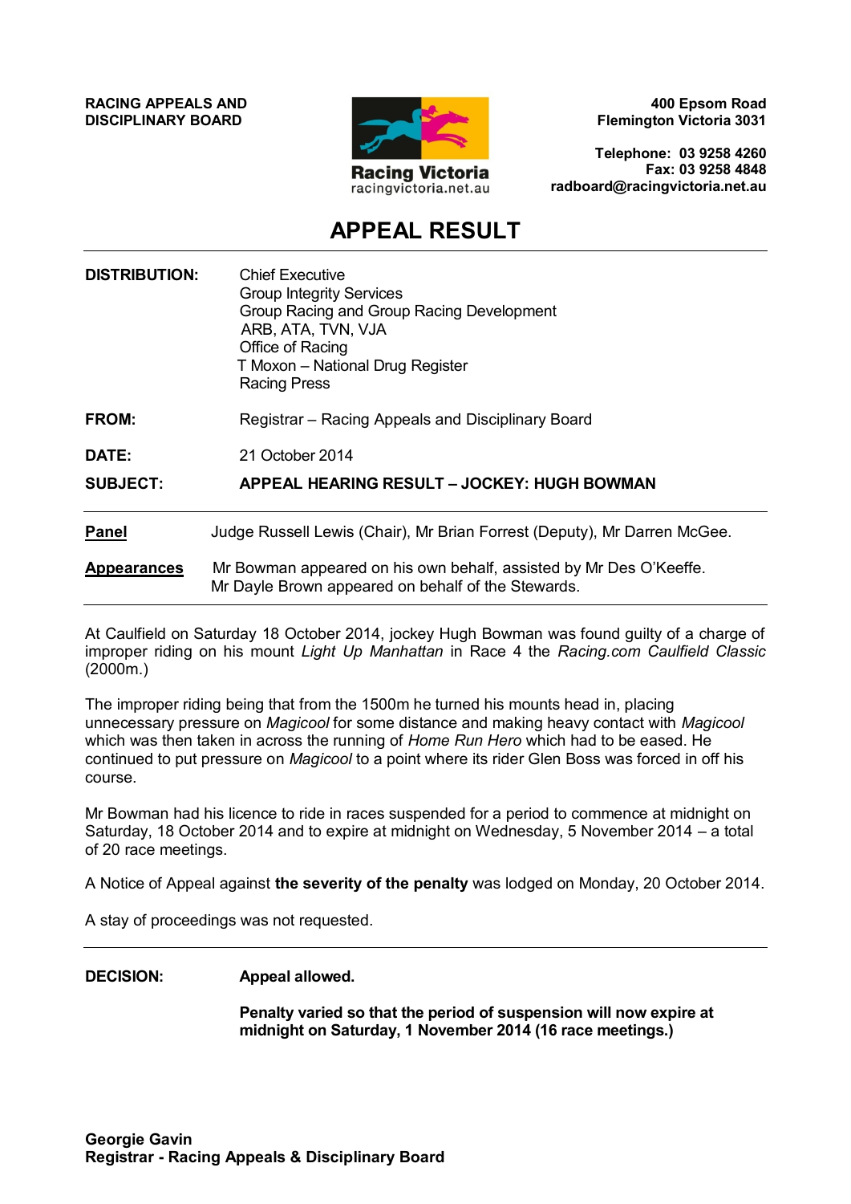**RACING APPEALS AND DISCIPLINARY BOARD**

Racing Victoria
racingvictoria.net.au

**400 Epsom Road**
**Flemington Victoria 3031**

**Telephone: 03 9258 4260**
**Fax: 03 9258 4848**
**radboard@racingvictoria.net.au**

# APPEAL RESULT

**DISTRIBUTION:** Chief Executive
Group Integrity Services
Group Racing and Group Racing Development
ARB, ATA, TVN, VJA
Office of Racing
T Moxon – National Drug Register
Racing Press

**FROM:** Registrar – Racing Appeals and Disciplinary Board

**DATE:** 21 October 2014

**SUBJECT:** **APPEAL HEARING RESULT – JOCKEY: HUGH BOWMAN**

---

**Panel** Judge Russell Lewis (Chair), Mr Brian Forrest (Deputy), Mr Darren McGee.

**Appearances** Mr Bowman appeared on his own behalf, assisted by Mr Des O'Keeffe.
Mr Dayle Brown appeared on behalf of the Stewards.

---

At Caulfield on Saturday 18 October 2014, jockey Hugh Bowman was found guilty of a charge of improper riding on his mount *Light Up Manhattan* in Race 4 the *Racing.com Caulfield Classic* (2000m.)

The improper riding being that from the 1500m he turned his mounts head in, placing unnecessary pressure on *Magicool* for some distance and making heavy contact with *Magicool* which was then taken in across the running of *Home Run Hero* which had to be eased. He continued to put pressure on *Magicool* to a point where its rider Glen Boss was forced in off his course.

Mr Bowman had his licence to ride in races suspended for a period to commence at midnight on Saturday, 18 October 2014 and to expire at midnight on Wednesday, 5 November 2014 – a total of 20 race meetings.

A Notice of Appeal against **the severity of the penalty** was lodged on Monday, 20 October 2014.

A stay of proceedings was not requested.

---

**DECISION:** **Appeal allowed.**

**Penalty varied so that the period of suspension will now expire at midnight on Saturday, 1 November 2014 (16 race meetings.)**

**Georgie Gavin**
**Registrar - Racing Appeals & Disciplinary Board**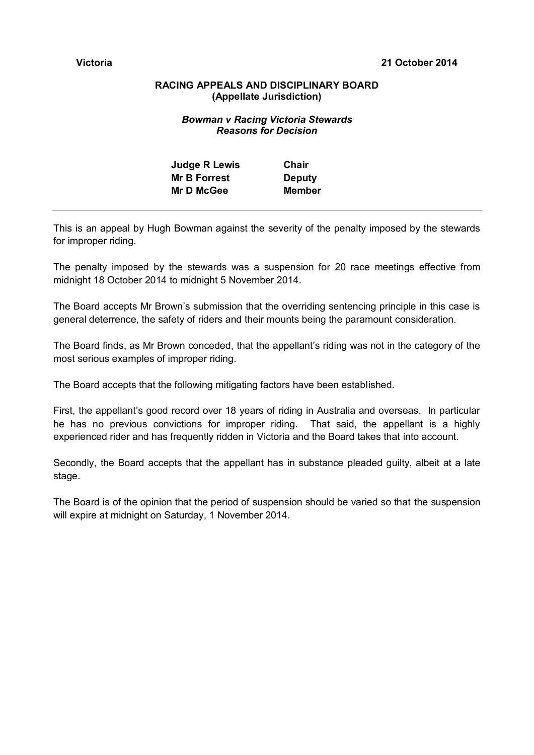**Victoria** **21 October 2014**

**RACING APPEALS AND DISCIPLINARY BOARD**
**(Appellate Jurisdiction)**

***Bowman v Racing Victoria Stewards***
***Reasons for Decision***

| | |
|---|---|
| **Judge R Lewis** | **Chair** |
| **Mr B Forrest** | **Deputy** |
| **Mr D McGee** | **Member** |

---

This is an appeal by Hugh Bowman against the severity of the penalty imposed by the stewards for improper riding.

The penalty imposed by the stewards was a suspension for 20 race meetings effective from midnight 18 October 2014 to midnight 5 November 2014.

The Board accepts Mr Brown's submission that the overriding sentencing principle in this case is general deterrence, the safety of riders and their mounts being the paramount consideration.

The Board finds, as Mr Brown conceded, that the appellant's riding was not in the category of the most serious examples of improper riding.

The Board accepts that the following mitigating factors have been established.

First, the appellant's good record over 18 years of riding in Australia and overseas. In particular he has no previous convictions for improper riding. That said, the appellant is a highly experienced rider and has frequently ridden in Victoria and the Board takes that into account.

Secondly, the Board accepts that the appellant has in substance pleaded guilty, albeit at a late stage.

The Board is of the opinion that the period of suspension should be varied so that the suspension will expire at midnight on Saturday, 1 November 2014.